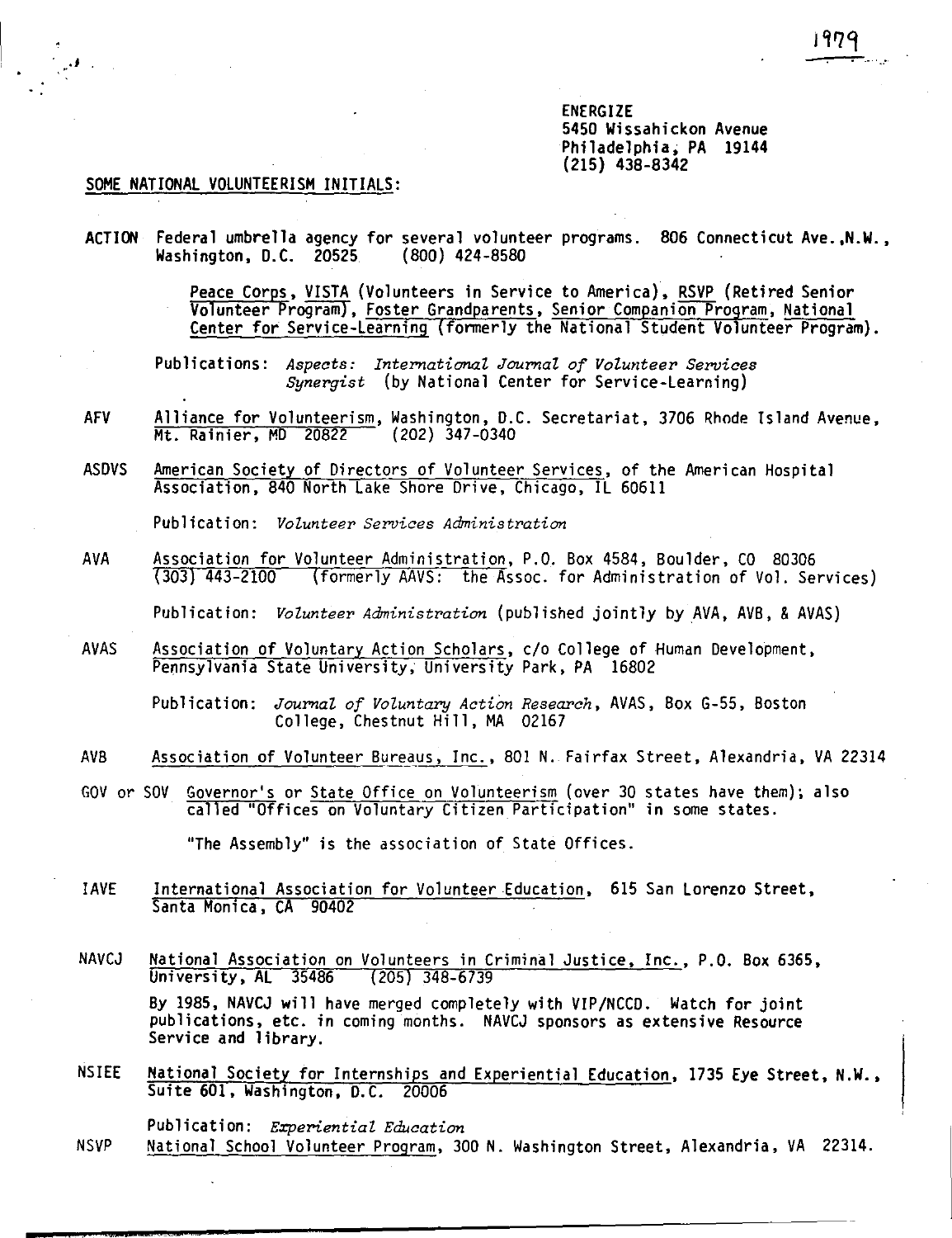1979

ENERGIZE
5450 Wissahickon Avenue
Philadelphia, PA 19144
(215) 438-8342

SOME NATIONAL VOLUNTEERISM INITIALS:

**ACTION** Federal umbrella agency for several volunteer programs. 806 Connecticut Ave.,N.W., Washington, D.C. 20525 (800) 424-8580

Peace Corps, VISTA (Volunteers in Service to America), RSVP (Retired Senior Volunteer Program), Foster Grandparents, Senior Companion Program, National Center for Service-Learning (formerly the National Student Volunteer Program).

Publications: *Aspects: International Journal of Volunteer Services*
*Synergist* (by National Center for Service-Learning)

**AFV** Alliance for Volunteerism, Washington, D.C. Secretariat, 3706 Rhode Island Avenue, Mt. Rainier, MD 20822 (202) 347-0340

**ASDVS** American Society of Directors of Volunteer Services, of the American Hospital Association, 840 North Lake Shore Drive, Chicago, IL 60611

Publication: *Volunteer Services Administration*

**AVA** Association for Volunteer Administration, P.O. Box 4584, Boulder, CO 80306 (303) 443-2100 (formerly AAVS: the Assoc. for Administration of Vol. Services)

Publication: *Volunteer Administration* (published jointly by AVA, AVB, & AVAS)

**AVAS** Association of Voluntary Action Scholars, c/o College of Human Development, Pennsylvania State University, University Park, PA 16802

Publication: *Journal of Voluntary Action Research*, AVAS, Box G-55, Boston College, Chestnut Hill, MA 02167

**AVB** Association of Volunteer Bureaus, Inc., 801 N. Fairfax Street, Alexandria, VA 22314

**GOV or SOV** Governor's or State Office on Volunteerism (over 30 states have them); also called "Offices on Voluntary Citizen Participation" in some states.

"The Assembly" is the association of State Offices.

**IAVE** International Association for Volunteer Education, 615 San Lorenzo Street, Santa Monica, CA 90402

**NAVCJ** National Association on Volunteers in Criminal Justice, Inc., P.O. Box 6365, University, AL 35486 (205) 348-6739

By 1985, NAVCJ will have merged completely with VIP/NCCD. Watch for joint publications, etc. in coming months. NAVCJ sponsors as extensive Resource Service and library.

**NSIEE** National Society for Internships and Experiential Education, 1735 Eye Street, N.W., Suite 601, Washington, D.C. 20006

Publication: *Experiential Education*

**NSVP** National School Volunteer Program, 300 N. Washington Street, Alexandria, VA 22314.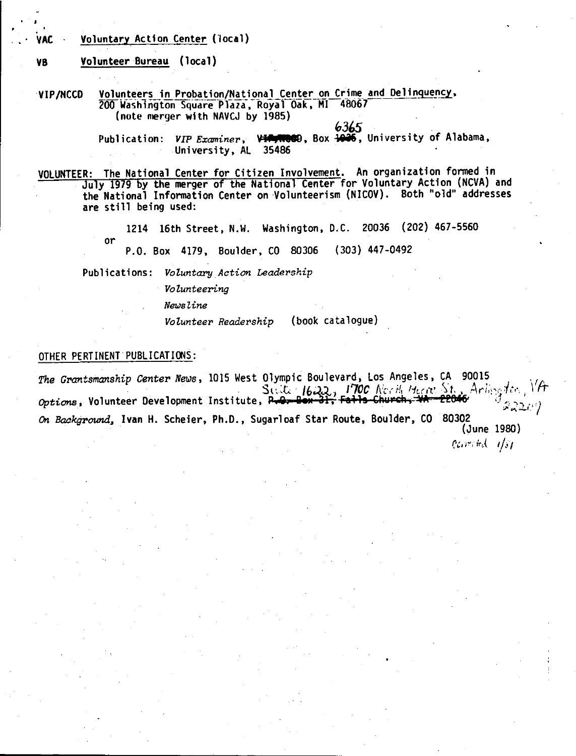**VAC** Voluntary Action Center (local)

**VB** Volunteer Bureau (local)

**VIP/NCCD** Volunteers in Probation/National Center on Crime and Delinquency, 200 Washington Square Plaza, Royal Oak, MI 48067 (note merger with NAVCJ by 1985)

Publication: *VIP Examiner*, ~~VIP/NCCD~~, Box ~~1935~~ 6365, University of Alabama, University, AL 35486

VOLUNTEER: The National Center for Citizen Involvement. An organization formed in July 1979 by the merger of the National Center for Voluntary Action (NCVA) and the National Information Center on Volunteerism (NICOV). Both "old" addresses are still being used:

1214 16th Street, N.W. Washington, D.C. 20036 (202) 467-5560

or

P.O. Box 4179, Boulder, CO 80306 (303) 447-0492

Publications: *Voluntary Action Leadership*

*Volunteering*

*Newsline*

*Volunteer Readership* (book catalogue)

OTHER PERTINENT PUBLICATIONS:

*The Grantsmanship Center News*, 1015 West Olympic Boulevard, Los Angeles, CA 90015

*Options*, Volunteer Development Institute, ~~P.O. Box 31, Falls Church, VA 22046~~ Suite 1622, 1700 North Moore St., Arlington, VA 22209

*On Background*, Ivan H. Scheier, Ph.D., Sugarloaf Star Route, Boulder, CO 80302

(June 1980)

Corrected 1/81